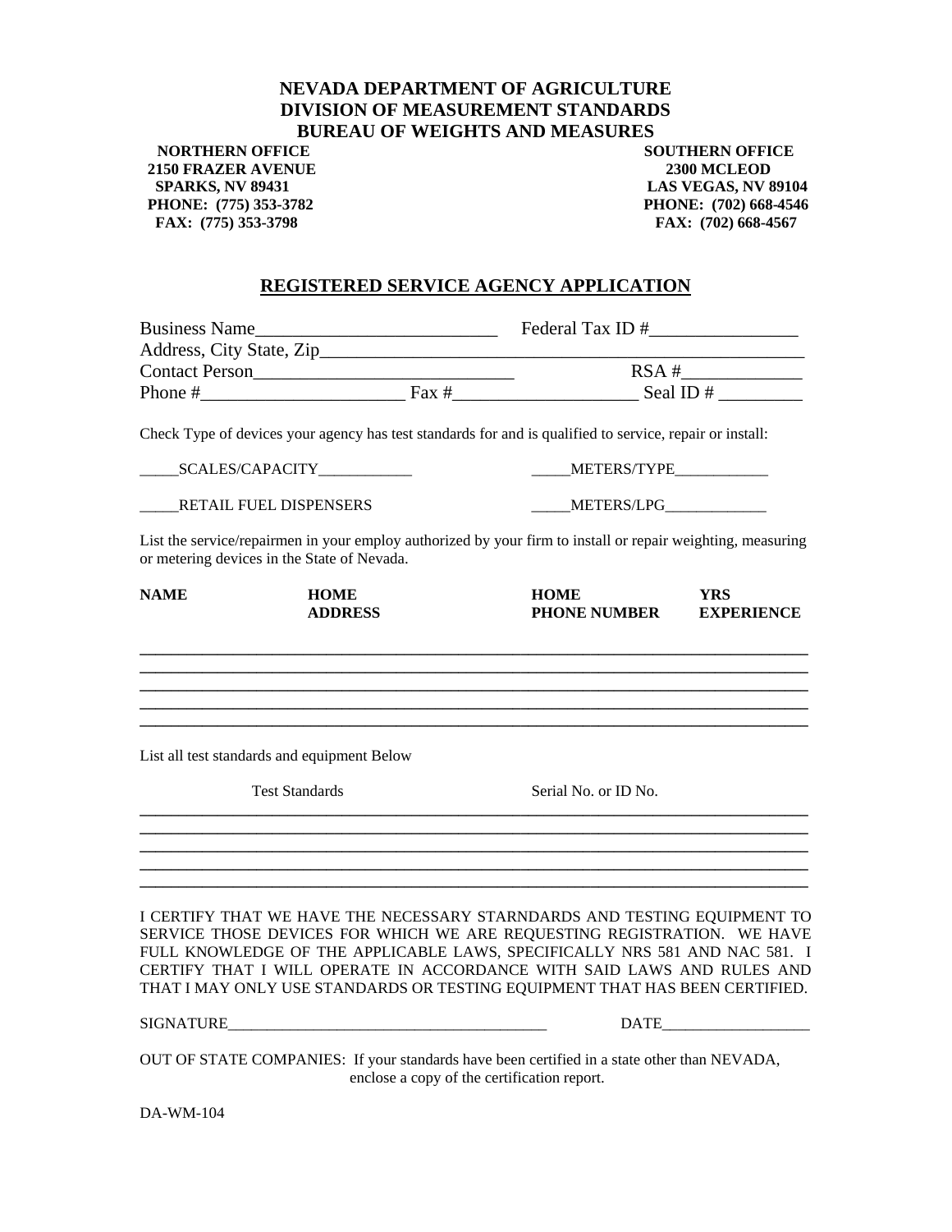# NEVADA DEPARTMENT OF AGRICULTURE
# DIVISION OF MEASUREMENT STANDARDS
# BUREAU OF WEIGHTS AND MEASURES

**NORTHERN OFFICE**
**2150 FRAZER AVENUE**
**SPARKS, NV 89431**
**PHONE: (775) 353-3782**
**FAX: (775) 353-3798**

**SOUTHERN OFFICE**
**2300 MCLEOD**
**LAS VEGAS, NV 89104**
**PHONE: (702) 668-4546**
**FAX: (702) 668-4567**

## REGISTERED SERVICE AGENCY APPLICATION

Business Name__________________________ Federal Tax ID #________________

Address, City State, Zip_____________________________________________________

Contact Person___________________________ RSA #_____________

Phone #______________________ Fax #___________________ Seal ID # _________

Check Type of devices your agency has test standards for and is qualified to service, repair or install:

_____SCALES/CAPACITY____________ _____METERS/TYPE____________

_____RETAIL FUEL DISPENSERS _____METERS/LPG_____________

List the service/repairmen in your employ authorized by your firm to install or repair weighting, measuring or metering devices in the State of Nevada.

| NAME | HOME ADDRESS | HOME PHONE NUMBER | YRS EXPERIENCE |
|---|---|---|---|
| | | | |
| | | | |
| | | | |
| | | | |
| | | | |

List all test standards and equipment Below

| Test Standards | Serial No. or ID No. |
|---|---|
| | |
| | |
| | |
| | |
| | |

I CERTIFY THAT WE HAVE THE NECESSARY STARNDARDS AND TESTING EQUIPMENT TO SERVICE THOSE DEVICES FOR WHICH WE ARE REQUESTING REGISTRATION. WE HAVE FULL KNOWLEDGE OF THE APPLICABLE LAWS, SPECIFICALLY NRS 581 AND NAC 581. I CERTIFY THAT I WILL OPERATE IN ACCORDANCE WITH SAID LAWS AND RULES AND THAT I MAY ONLY USE STANDARDS OR TESTING EQUIPMENT THAT HAS BEEN CERTIFIED.

SIGNATURE________________________________________ DATE__________________

OUT OF STATE COMPANIES: If your standards have been certified in a state other than NEVADA, enclose a copy of the certification report.

DA-WM-104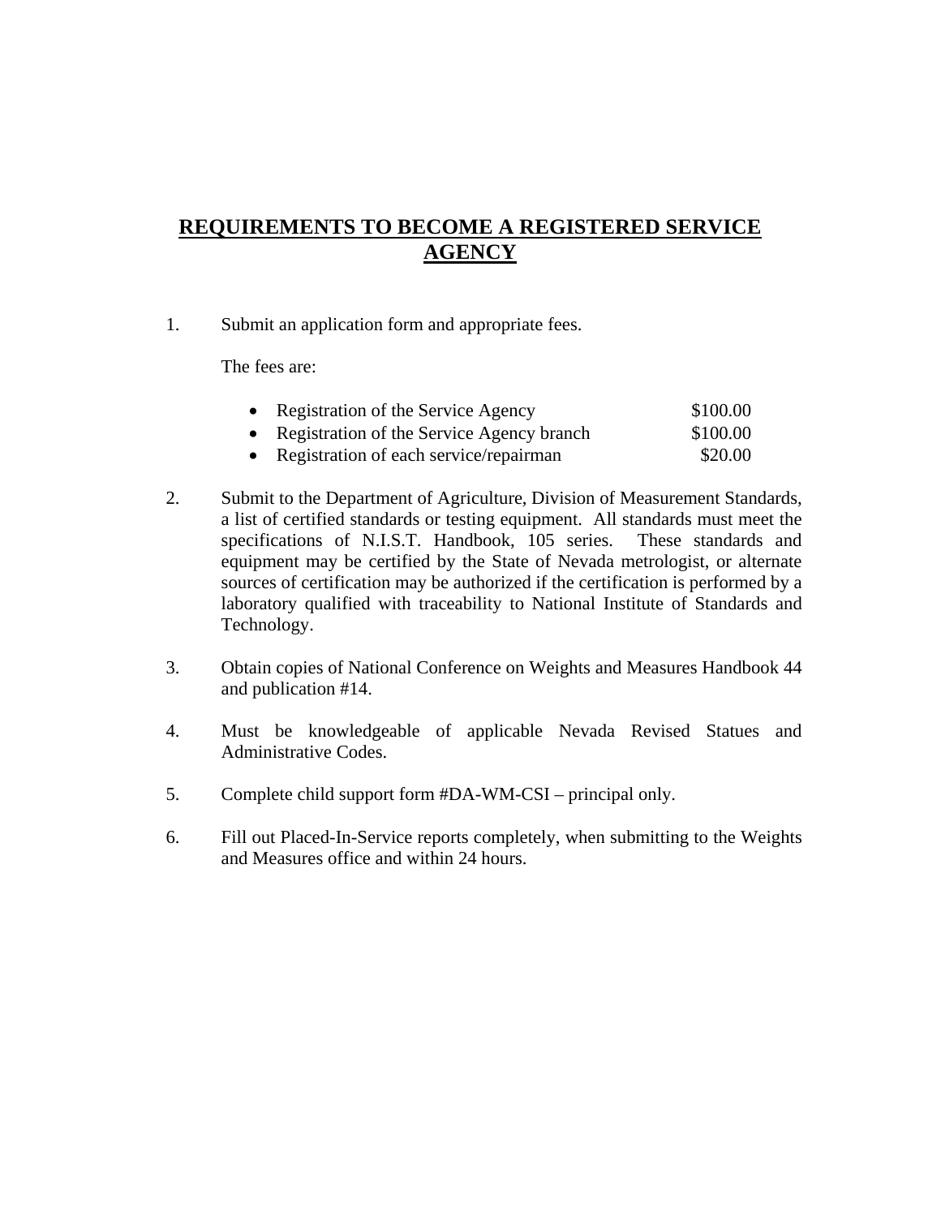# REQUIREMENTS TO BECOME A REGISTERED SERVICE AGENCY

1. Submit an application form and appropriate fees.

   The fees are:

   - Registration of the Service Agency $100.00
   - Registration of the Service Agency branch $100.00
   - Registration of each service/repairman $20.00

2. Submit to the Department of Agriculture, Division of Measurement Standards, a list of certified standards or testing equipment. All standards must meet the specifications of N.I.S.T. Handbook, 105 series. These standards and equipment may be certified by the State of Nevada metrologist, or alternate sources of certification may be authorized if the certification is performed by a laboratory qualified with traceability to National Institute of Standards and Technology.

3. Obtain copies of National Conference on Weights and Measures Handbook 44 and publication #14.

4. Must be knowledgeable of applicable Nevada Revised Statues and Administrative Codes.

5. Complete child support form #DA-WM-CSI – principal only.

6. Fill out Placed-In-Service reports completely, when submitting to the Weights and Measures office and within 24 hours.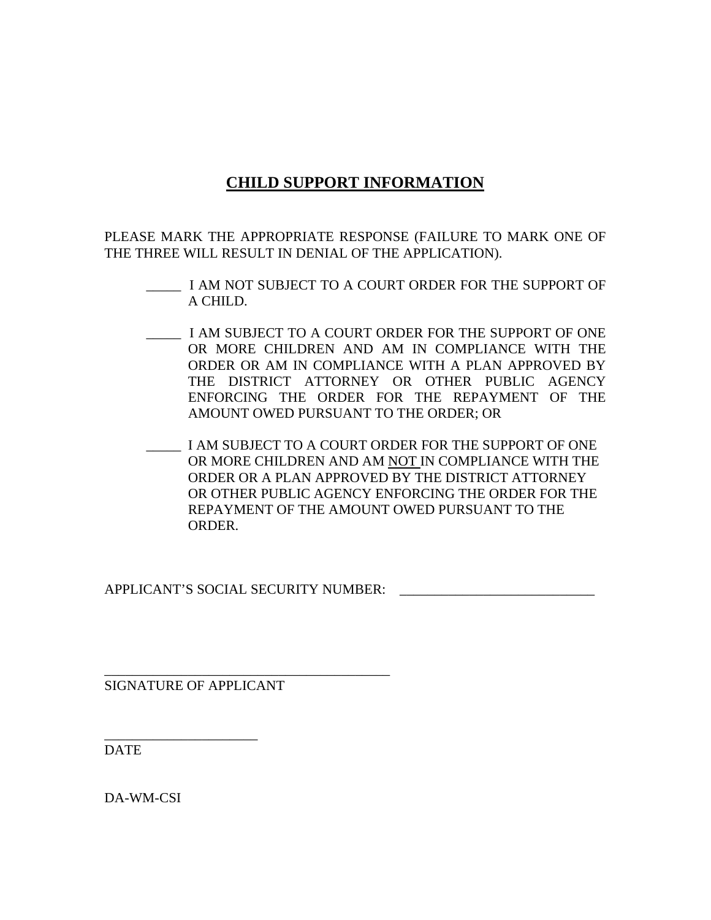# CHILD SUPPORT INFORMATION

PLEASE MARK THE APPROPRIATE RESPONSE (FAILURE TO MARK ONE OF THE THREE WILL RESULT IN DENIAL OF THE APPLICATION).

_____ I AM NOT SUBJECT TO A COURT ORDER FOR THE SUPPORT OF A CHILD.

_____ I AM SUBJECT TO A COURT ORDER FOR THE SUPPORT OF ONE OR MORE CHILDREN AND AM IN COMPLIANCE WITH THE ORDER OR AM IN COMPLIANCE WITH A PLAN APPROVED BY THE DISTRICT ATTORNEY OR OTHER PUBLIC AGENCY ENFORCING THE ORDER FOR THE REPAYMENT OF THE AMOUNT OWED PURSUANT TO THE ORDER; OR

_____ I AM SUBJECT TO A COURT ORDER FOR THE SUPPORT OF ONE OR MORE CHILDREN AND AM NOT IN COMPLIANCE WITH THE ORDER OR A PLAN APPROVED BY THE DISTRICT ATTORNEY OR OTHER PUBLIC AGENCY ENFORCING THE ORDER FOR THE REPAYMENT OF THE AMOUNT OWED PURSUANT TO THE ORDER.

APPLICANT'S SOCIAL SECURITY NUMBER: ____________________________

__________________________________________
SIGNATURE OF APPLICANT

______________________
DATE

DA-WM-CSI